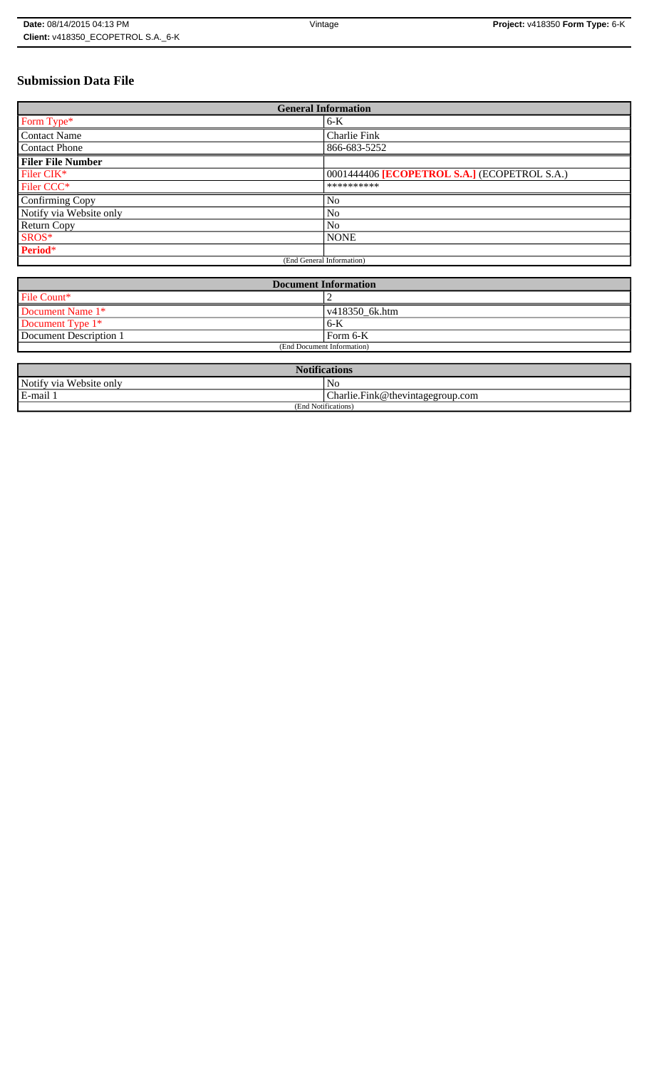# Submission Data File

| General Information | |
|---|---|
| Form Type* | 6-K |
| Contact Name | Charlie Fink |
| Contact Phone | 866-683-5252 |
| **Filer File Number** | |
| Filer CIK* | 0001444406 **[ECOPETROL S.A.]** (ECOPETROL S.A.) |
| Filer CCC* | ********** |
| Confirming Copy | No |
| Notify via Website only | No |
| Return Copy | No |
| SROS* | NONE |
| **Period*** | |
| (End General Information) | |

| Document Information | |
|---|---|
| File Count* | 2 |
| Document Name 1* | v418350_6k.htm |
| Document Type 1* | 6-K |
| Document Description 1 | Form 6-K |
| (End Document Information) | |

| Notifications | |
|---|---|
| Notify via Website only | No |
| E-mail 1 | Charlie.Fink@thevintagegroup.com |
| (End Notifications) | |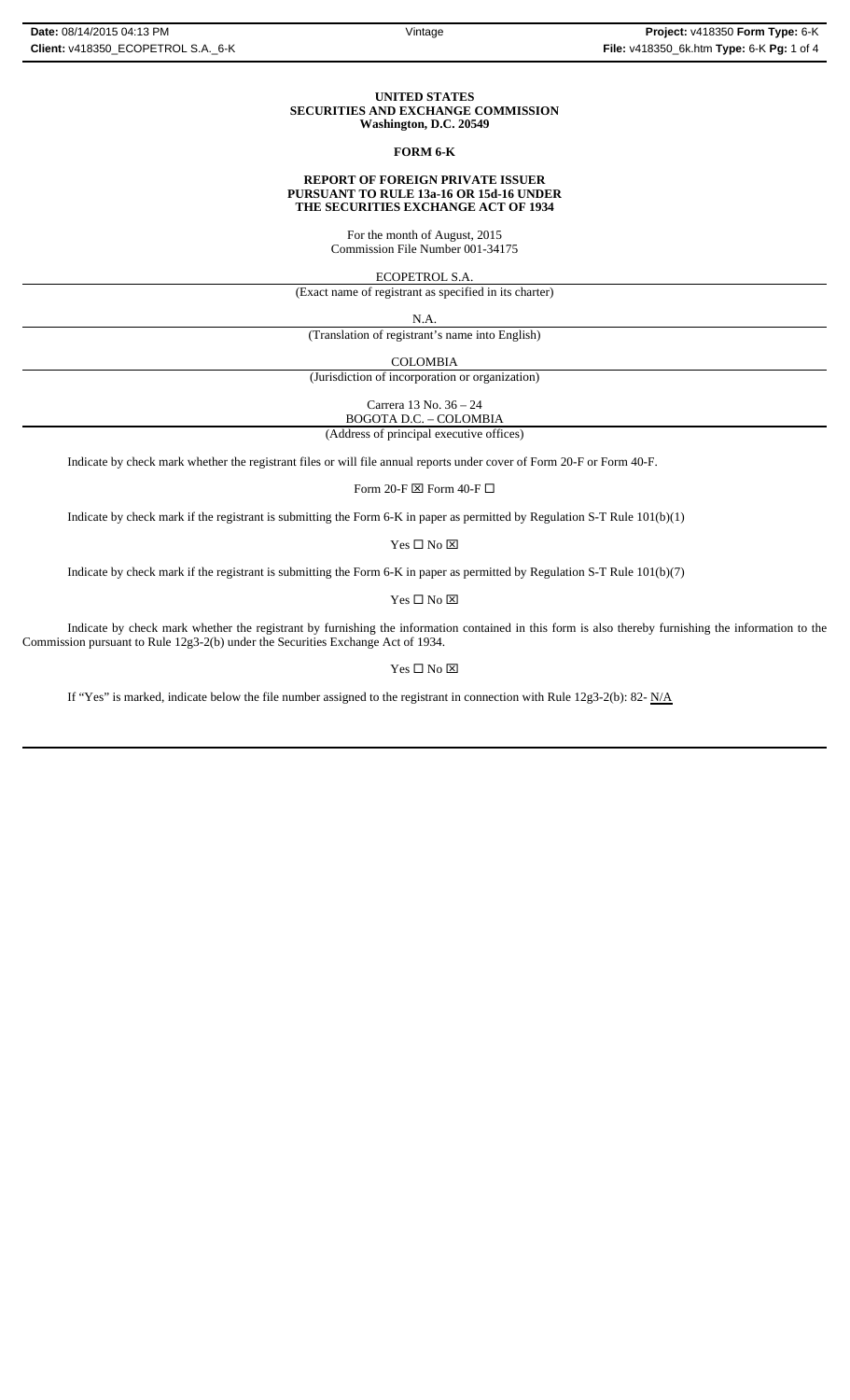**UNITED STATES**
**SECURITIES AND EXCHANGE COMMISSION**
**Washington, D.C. 20549**

**FORM 6-K**

**REPORT OF FOREIGN PRIVATE ISSUER**
**PURSUANT TO RULE 13a-16 OR 15d-16 UNDER**
**THE SECURITIES EXCHANGE ACT OF 1934**

For the month of August, 2015
Commission File Number 001-34175

ECOPETROL S.A.
(Exact name of registrant as specified in its charter)

N.A.
(Translation of registrant's name into English)

COLOMBIA
(Jurisdiction of incorporation or organization)

Carrera 13 No. 36 – 24
BOGOTA D.C. – COLOMBIA
(Address of principal executive offices)

Indicate by check mark whether the registrant files or will file annual reports under cover of Form 20-F or Form 40-F.

Form 20-F ☒ Form 40-F ☐

Indicate by check mark if the registrant is submitting the Form 6-K in paper as permitted by Regulation S-T Rule 101(b)(1)

Yes ☐ No ☒

Indicate by check mark if the registrant is submitting the Form 6-K in paper as permitted by Regulation S-T Rule 101(b)(7)

Yes ☐ No ☒

Indicate by check mark whether the registrant by furnishing the information contained in this form is also thereby furnishing the information to the Commission pursuant to Rule 12g3-2(b) under the Securities Exchange Act of 1934.

Yes ☐ No ☒

If "Yes" is marked, indicate below the file number assigned to the registrant in connection with Rule 12g3-2(b): 82- N/A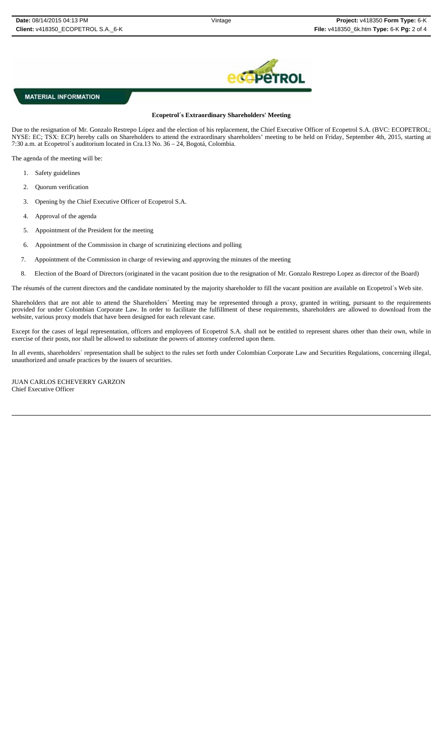**MATERIAL INFORMATION**

**Ecopetrol´s Extraordinary Shareholders' Meeting**

Due to the resignation of Mr. Gonzalo Restrepo López and the election of his replacement, the Chief Executive Officer of Ecopetrol S.A. (BVC: ECOPETROL; NYSE: EC; TSX: ECP) hereby calls on Shareholders to attend the extraordinary shareholders' meeting to be held on Friday, September 4th, 2015, starting at 7:30 a.m. at Ecopetrol´s auditorium located in Cra.13 No. 36 – 24, Bogotá, Colombia.

The agenda of the meeting will be:

1. Safety guidelines
2. Quorum verification
3. Opening by the Chief Executive Officer of Ecopetrol S.A.
4. Approval of the agenda
5. Appointment of the President for the meeting
6. Appointment of the Commission in charge of scrutinizing elections and polling
7. Appointment of the Commission in charge of reviewing and approving the minutes of the meeting
8. Election of the Board of Directors (originated in the vacant position due to the resignation of Mr. Gonzalo Restrepo Lopez as director of the Board)

The résumés of the current directors and the candidate nominated by the majority shareholder to fill the vacant position are available on Ecopetrol´s Web site.

Shareholders that are not able to attend the Shareholders´ Meeting may be represented through a proxy, granted in writing, pursuant to the requirements provided for under Colombian Corporate Law. In order to facilitate the fulfillment of these requirements, shareholders are allowed to download from the website, various proxy models that have been designed for each relevant case.

Except for the cases of legal representation, officers and employees of Ecopetrol S.A. shall not be entitled to represent shares other than their own, while in exercise of their posts, nor shall be allowed to substitute the powers of attorney conferred upon them.

In all events, shareholders´ representation shall be subject to the rules set forth under Colombian Corporate Law and Securities Regulations, concerning illegal, unauthorized and unsafe practices by the issuers of securities.

JUAN CARLOS ECHEVERRY GARZON
Chief Executive Officer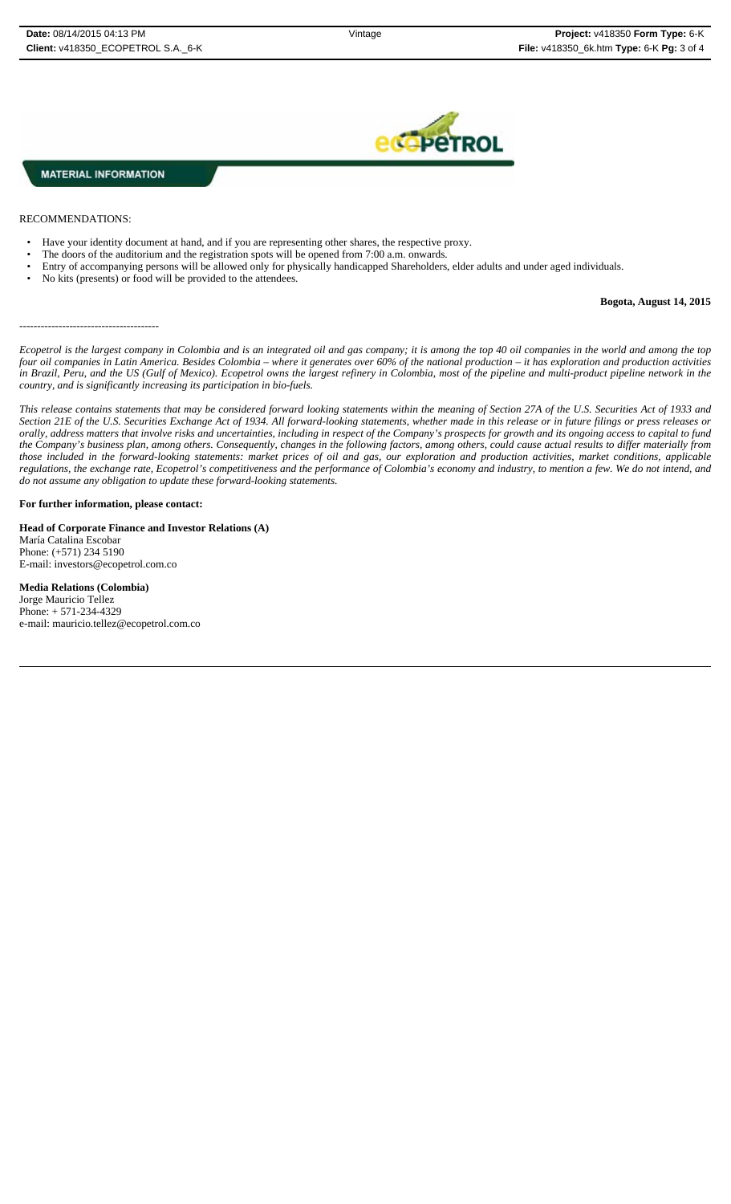**MATERIAL INFORMATION**

RECOMMENDATIONS:

- Have your identity document at hand, and if you are representing other shares, the respective proxy.
- The doors of the auditorium and the registration spots will be opened from 7:00 a.m. onwards.
- Entry of accompanying persons will be allowed only for physically handicapped Shareholders, elder adults and under aged individuals.
- No kits (presents) or food will be provided to the attendees.

**Bogota, August 14, 2015**

---------------------------------------

*Ecopetrol is the largest company in Colombia and is an integrated oil and gas company; it is among the top 40 oil companies in the world and among the top four oil companies in Latin America. Besides Colombia – where it generates over 60% of the national production – it has exploration and production activities in Brazil, Peru, and the US (Gulf of Mexico). Ecopetrol owns the largest refinery in Colombia, most of the pipeline and multi-product pipeline network in the country, and is significantly increasing its participation in bio-fuels.*

*This release contains statements that may be considered forward looking statements within the meaning of Section 27A of the U.S. Securities Act of 1933 and Section 21E of the U.S. Securities Exchange Act of 1934. All forward-looking statements, whether made in this release or in future filings or press releases or orally, address matters that involve risks and uncertainties, including in respect of the Company's prospects for growth and its ongoing access to capital to fund the Company's business plan, among others. Consequently, changes in the following factors, among others, could cause actual results to differ materially from those included in the forward-looking statements: market prices of oil and gas, our exploration and production activities, market conditions, applicable regulations, the exchange rate, Ecopetrol's competitiveness and the performance of Colombia's economy and industry, to mention a few. We do not intend, and do not assume any obligation to update these forward-looking statements.*

**For further information, please contact:**

**Head of Corporate Finance and Investor Relations (A)**
María Catalina Escobar
Phone: (+571) 234 5190
E-mail: investors@ecopetrol.com.co

**Media Relations (Colombia)**
Jorge Mauricio Tellez
Phone: + 571-234-4329
e-mail: mauricio.tellez@ecopetrol.com.co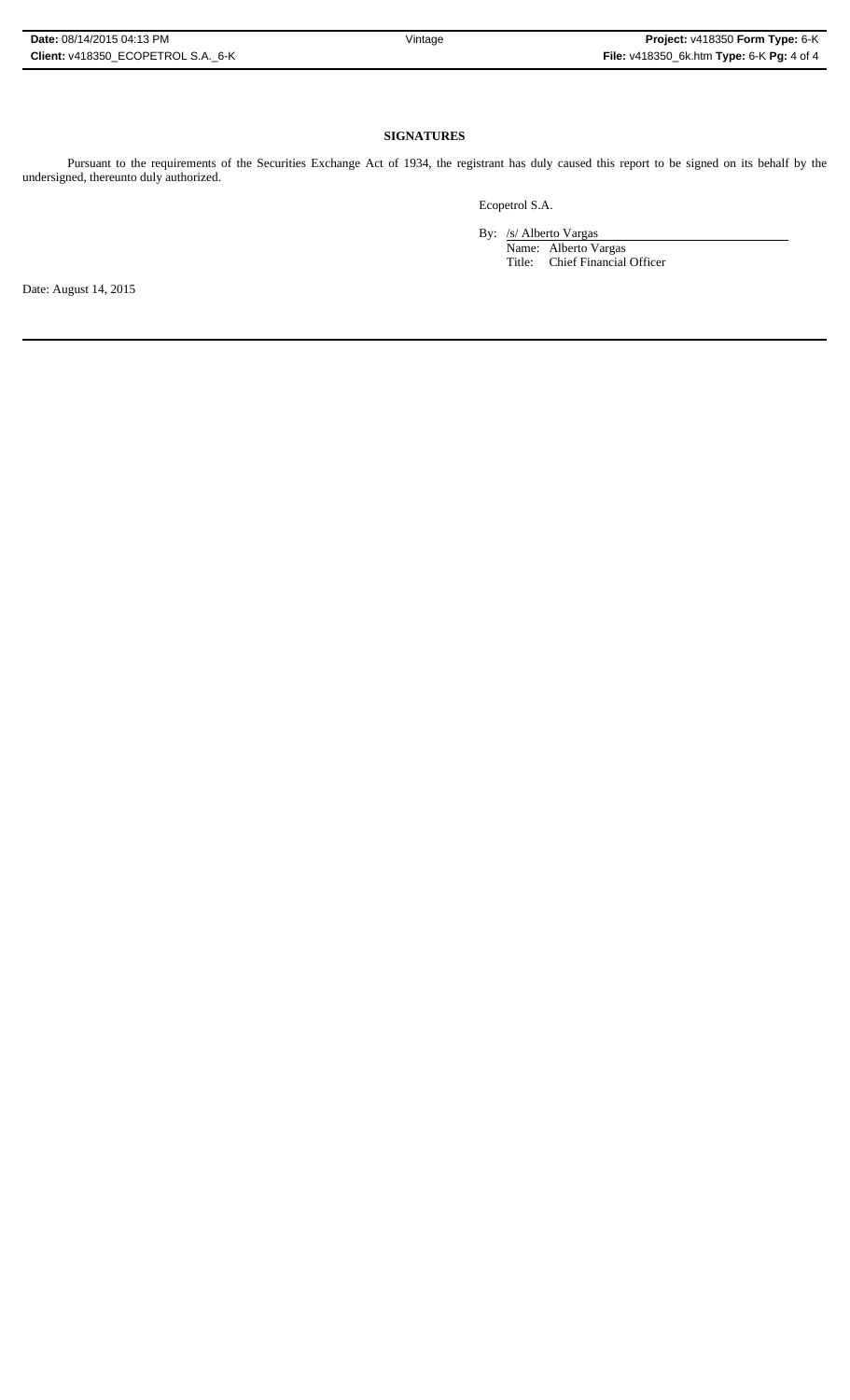**SIGNATURES**

Pursuant to the requirements of the Securities Exchange Act of 1934, the registrant has duly caused this report to be signed on its behalf by the undersigned, thereunto duly authorized.

Ecopetrol S.A.

By: /s/ Alberto Vargas
Name: Alberto Vargas
Title: Chief Financial Officer

Date: August 14, 2015